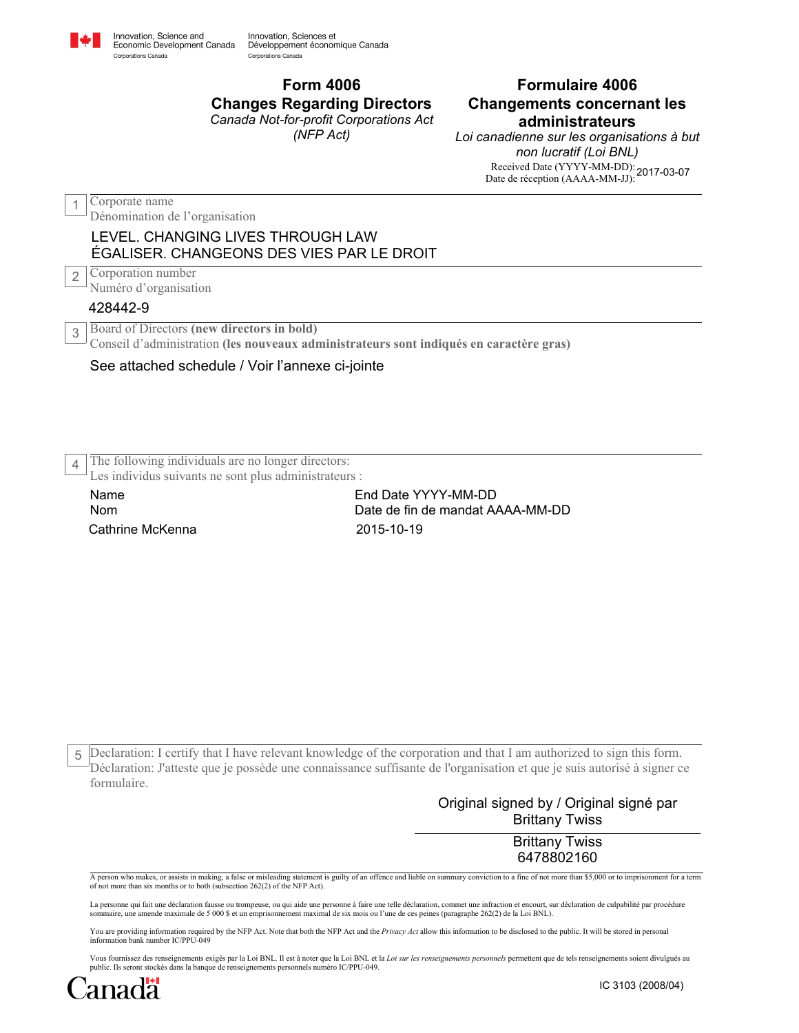Innovation, Science and Economic Development Canada
Corporations Canada

Innovation, Sciences et Développement économique Canada
Corporations Canada

# Form 4006
## Changes Regarding Directors
*Canada Not-for-profit Corporations Act (NFP Act)*

# Formulaire 4006
## Changements concernant les administrateurs
*Loi canadienne sur les organisations à but non lucratif (Loi BNL)*

Received Date (YYYY-MM-DD):
Date de réception (AAAA-MM-JJ): 2017-03-07

**1** Corporate name
Dénomination de l'organisation

LEVEL. CHANGING LIVES THROUGH LAW
ÉGALISER. CHANGEONS DES VIES PAR LE DROIT

**2** Corporation number
Numéro d'organisation

428442-9

**3** Board of Directors **(new directors in bold)**
Conseil d'administration **(les nouveaux administrateurs sont indiqués en caractère gras)**

See attached schedule / Voir l'annexe ci-jointe

**4** The following individuals are no longer directors:
Les individus suivants ne sont plus administrateurs :

| Name<br>Nom | End Date YYYY-MM-DD<br>Date de fin de mandat AAAA-MM-DD |
|---|---|
| Cathrine McKenna | 2015-10-19 |

**5** Declaration: I certify that I have relevant knowledge of the corporation and that I am authorized to sign this form.
Déclaration: J'atteste que je possède une connaissance suffisante de l'organisation et que je suis autorisé à signer ce formulaire.

Original signed by / Original signé par
Brittany Twiss

Brittany Twiss
6478802160

A person who makes, or assists in making, a false or misleading statement is guilty of an offence and liable on summary conviction to a fine of not more than $5,000 or to imprisonment for a term of not more than six months or to both (subsection 262(2) of the NFP Act).

La personne qui fait une déclaration fausse ou trompeuse, ou qui aide une personne à faire une telle déclaration, commet une infraction et encourt, sur déclaration de culpabilité par procédure sommaire, une amende maximale de 5 000 $ et un emprisonnement maximal de six mois ou l'une de ces peines (paragraphe 262(2) de la Loi BNL).

You are providing information required by the NFP Act. Note that both the NFP Act and the *Privacy Act* allow this information to be disclosed to the public. It will be stored in personal information bank number IC/PPU-049

Vous fournissez des renseignements exigés par la Loi BNL. Il est à noter que la Loi BNL et la *Loi sur les renseignements personnels* permettent que de tels renseignements soient divulgués au public. Ils seront stockés dans la banque de renseignements personnels numéro IC/PPU-049.

Canada

IC 3103 (2008/04)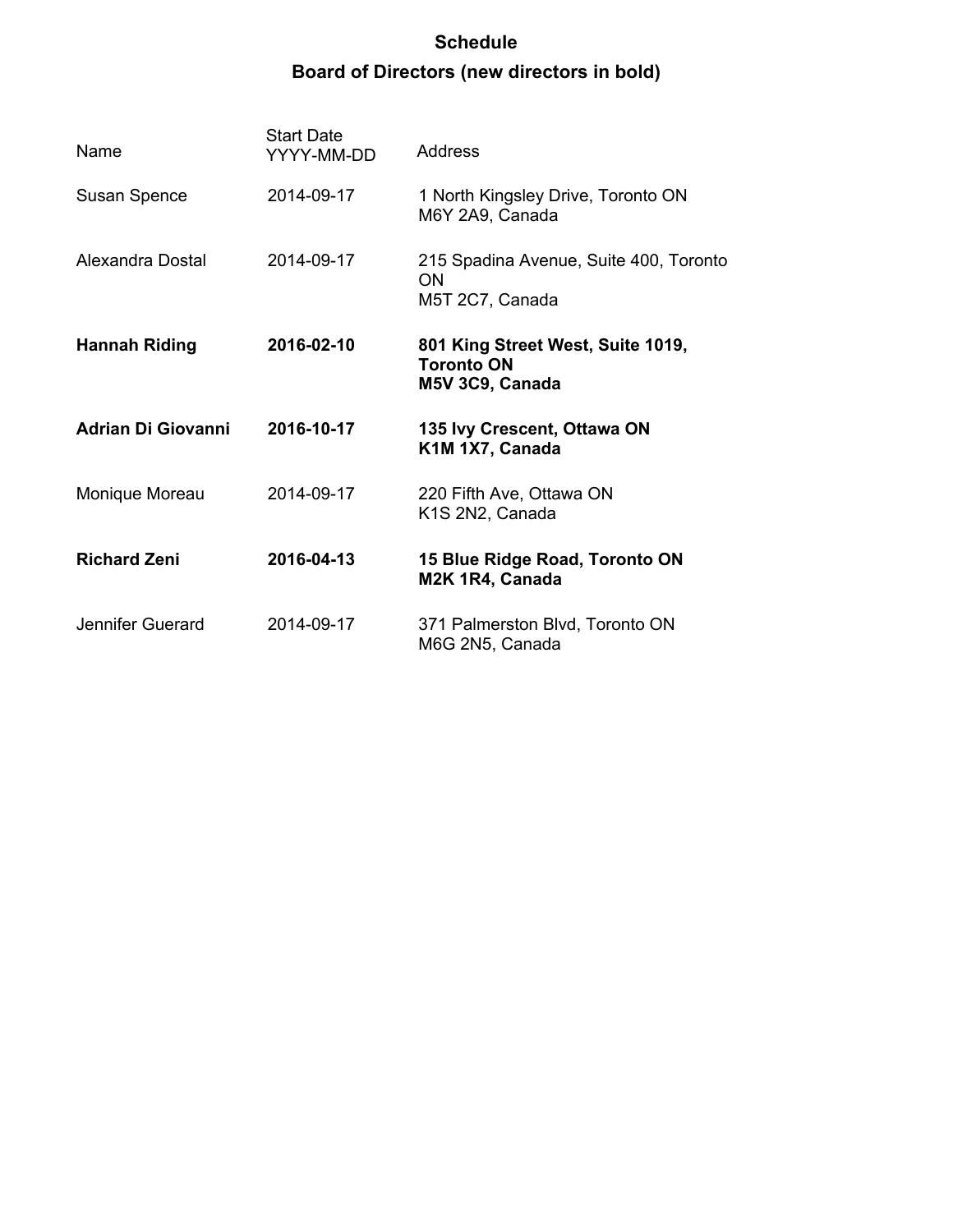# Schedule

## Board of Directors (new directors in bold)

| Name | Start Date YYYY-MM-DD | Address |
|---|---|---|
| Susan Spence | 2014-09-17 | 1 North Kingsley Drive, Toronto ON M6Y 2A9, Canada |
| Alexandra Dostal | 2014-09-17 | 215 Spadina Avenue, Suite 400, Toronto ON M5T 2C7, Canada |
| **Hannah Riding** | **2016-02-10** | **801 King Street West, Suite 1019, Toronto ON M5V 3C9, Canada** |
| **Adrian Di Giovanni** | **2016-10-17** | **135 Ivy Crescent, Ottawa ON K1M 1X7, Canada** |
| Monique Moreau | 2014-09-17 | 220 Fifth Ave, Ottawa ON K1S 2N2, Canada |
| **Richard Zeni** | **2016-04-13** | **15 Blue Ridge Road, Toronto ON M2K 1R4, Canada** |
| Jennifer Guerard | 2014-09-17 | 371 Palmerston Blvd, Toronto ON M6G 2N5, Canada |